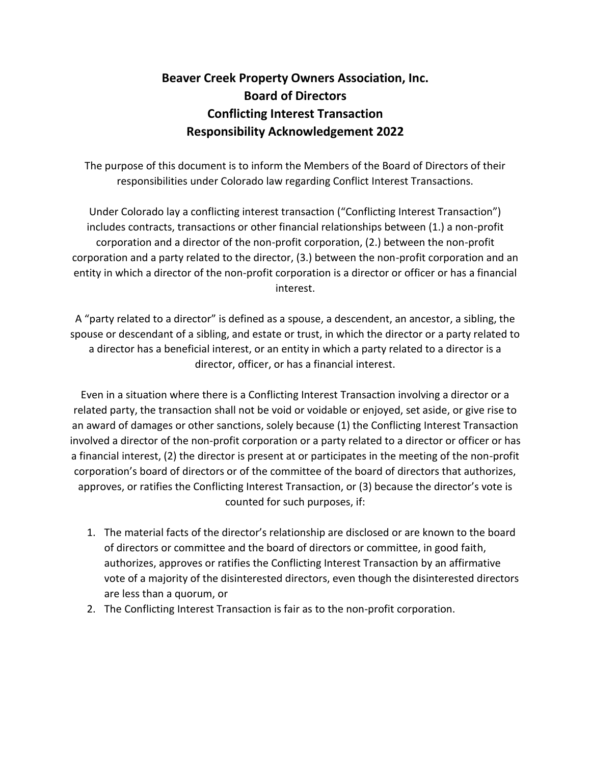# Beaver Creek Property Owners Association, Inc.
# Board of Directors
# Conflicting Interest Transaction
# Responsibility Acknowledgement 2022

The purpose of this document is to inform the Members of the Board of Directors of their responsibilities under Colorado law regarding Conflict Interest Transactions.

Under Colorado lay a conflicting interest transaction ("Conflicting Interest Transaction") includes contracts, transactions or other financial relationships between (1.) a non-profit corporation and a director of the non-profit corporation, (2.) between the non-profit corporation and a party related to the director, (3.) between the non-profit corporation and an entity in which a director of the non-profit corporation is a director or officer or has a financial interest.

A "party related to a director" is defined as a spouse, a descendent, an ancestor, a sibling, the spouse or descendant of a sibling, and estate or trust, in which the director or a party related to a director has a beneficial interest, or an entity in which a party related to a director is a director, officer, or has a financial interest.

Even in a situation where there is a Conflicting Interest Transaction involving a director or a related party, the transaction shall not be void or voidable or enjoyed, set aside, or give rise to an award of damages or other sanctions, solely because (1) the Conflicting Interest Transaction involved a director of the non-profit corporation or a party related to a director or officer or has a financial interest, (2) the director is present at or participates in the meeting of the non-profit corporation's board of directors or of the committee of the board of directors that authorizes, approves, or ratifies the Conflicting Interest Transaction, or (3) because the director's vote is counted for such purposes, if:

1. The material facts of the director's relationship are disclosed or are known to the board of directors or committee and the board of directors or committee, in good faith, authorizes, approves or ratifies the Conflicting Interest Transaction by an affirmative vote of a majority of the disinterested directors, even though the disinterested directors are less than a quorum, or
2. The Conflicting Interest Transaction is fair as to the non-profit corporation.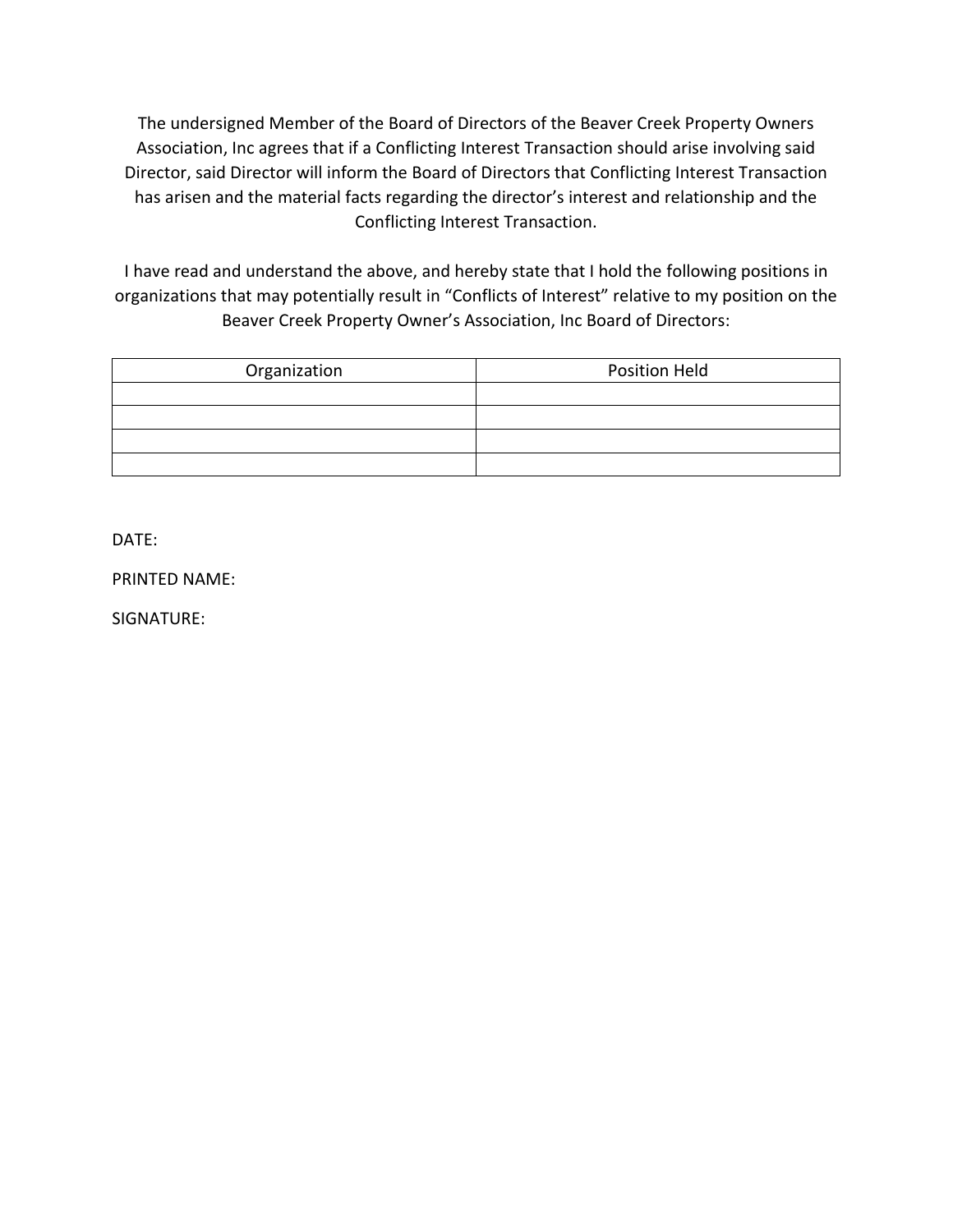The undersigned Member of the Board of Directors of the Beaver Creek Property Owners Association, Inc agrees that if a Conflicting Interest Transaction should arise involving said Director, said Director will inform the Board of Directors that Conflicting Interest Transaction has arisen and the material facts regarding the director's interest and relationship and the Conflicting Interest Transaction.

I have read and understand the above, and hereby state that I hold the following positions in organizations that may potentially result in "Conflicts of Interest" relative to my position on the Beaver Creek Property Owner's Association, Inc Board of Directors:

| Organization | Position Held |
|---|---|
| | |
| | |
| | |
| | |

DATE:

PRINTED NAME:

SIGNATURE: